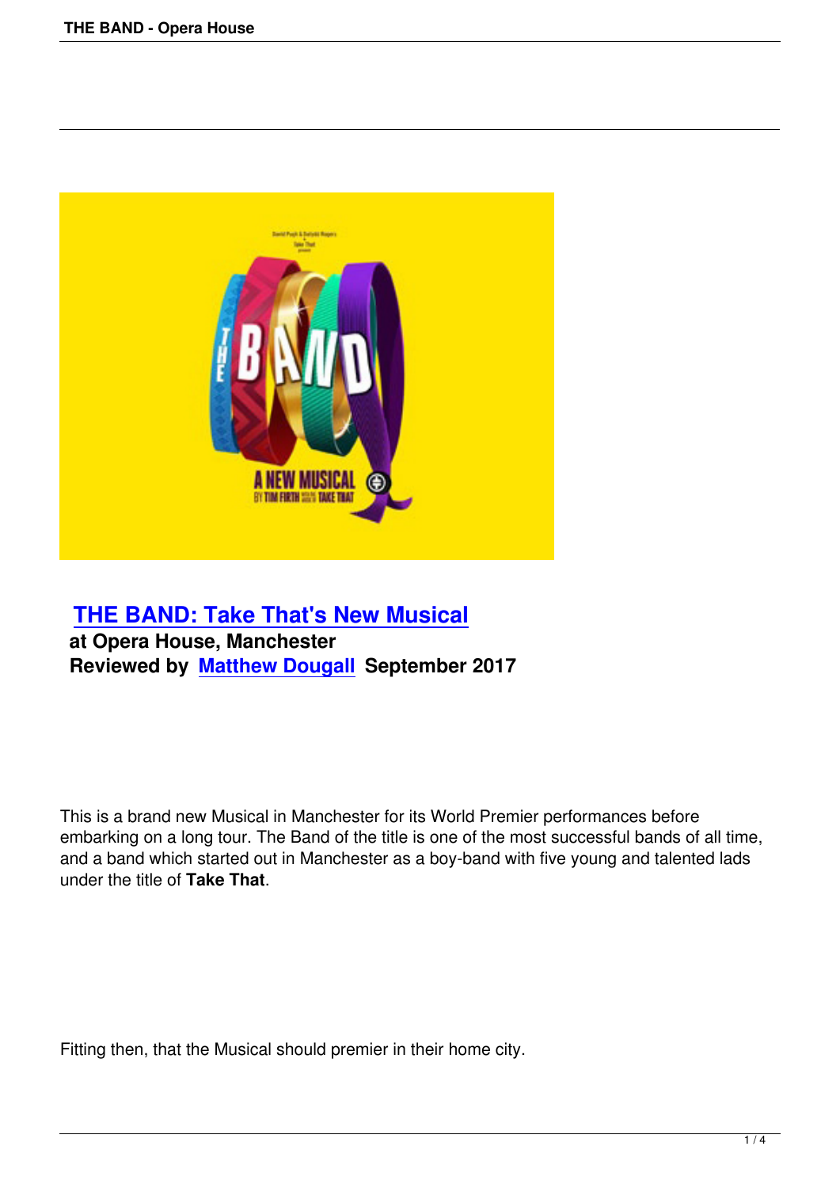## [THE BAND: Take That's New Musical]

**at Opera House, Manchester**

**Reviewed by [Matthew Dougall] September 2017**

This is a brand new Musical in Manchester for its World Premier performances before embarking on a long tour. The Band of the title is one of the most successful bands of all time, and a band which started out in Manchester as a boy-band with five young and talented lads under the title of **Take That**.

Fitting then, that the Musical should premier in their home city.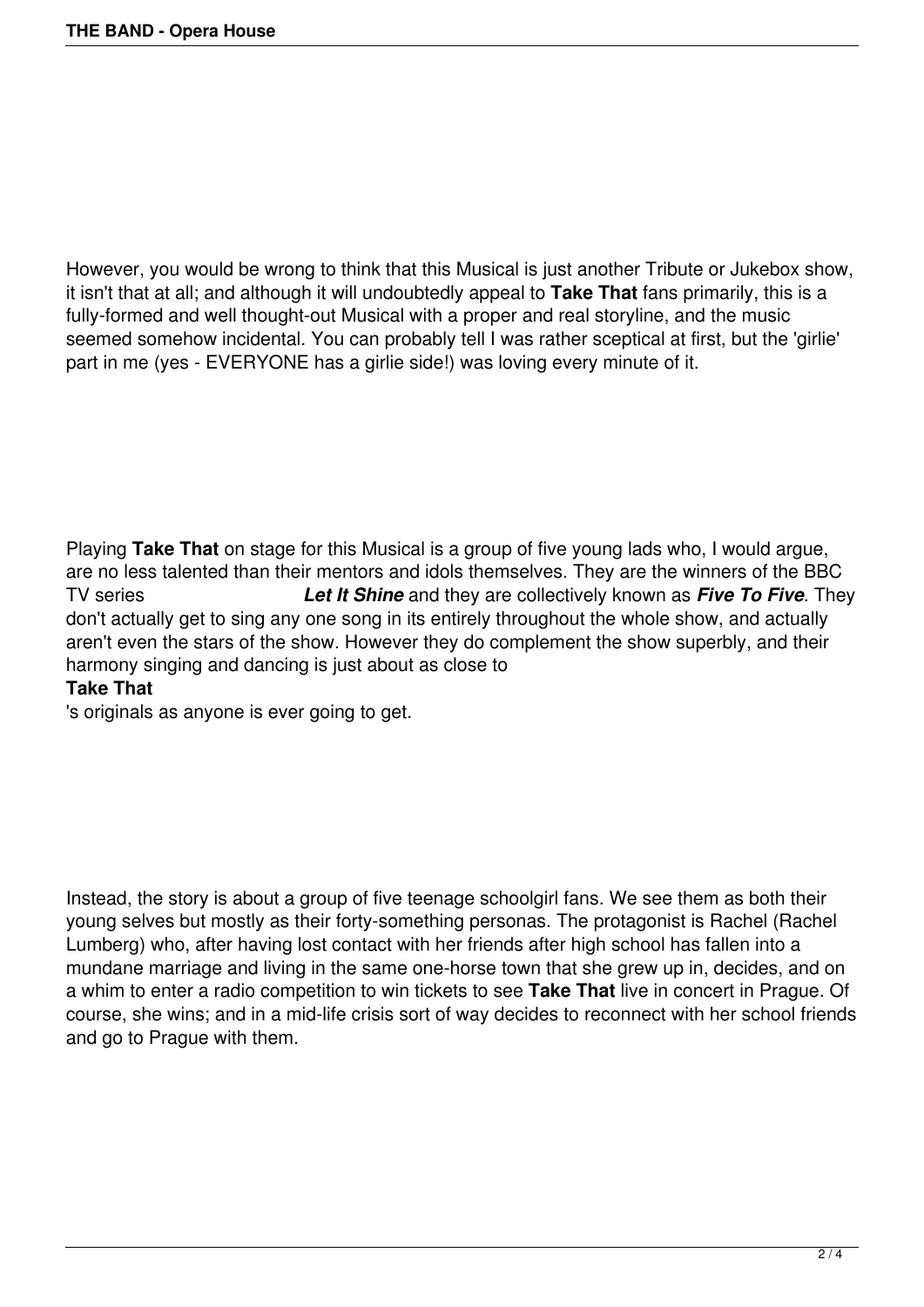However, you would be wrong to think that this Musical is just another Tribute or Jukebox show, it isn't that at all; and although it will undoubtedly appeal to **Take That** fans primarily, this is a fully-formed and well thought-out Musical with a proper and real storyline, and the music seemed somehow incidental. You can probably tell I was rather sceptical at first, but the 'girlie' part in me (yes - EVERYONE has a girlie side!) was loving every minute of it.

Playing **Take That** on stage for this Musical is a group of five young lads who, I would argue, are no less talented than their mentors and idols themselves. They are the winners of the BBC TV series ***Let It Shine*** and they are collectively known as ***Five To Five***. They don't actually get to sing any one song in its entirely throughout the whole show, and actually aren't even the stars of the show. However they do complement the show superbly, and their harmony singing and dancing is just about as close to **Take That**'s originals as anyone is ever going to get.

Instead, the story is about a group of five teenage schoolgirl fans. We see them as both their young selves but mostly as their forty-something personas. The protagonist is Rachel (Rachel Lumberg) who, after having lost contact with her friends after high school has fallen into a mundane marriage and living in the same one-horse town that she grew up in, decides, and on a whim to enter a radio competition to win tickets to see **Take That** live in concert in Prague. Of course, she wins; and in a mid-life crisis sort of way decides to reconnect with her school friends and go to Prague with them.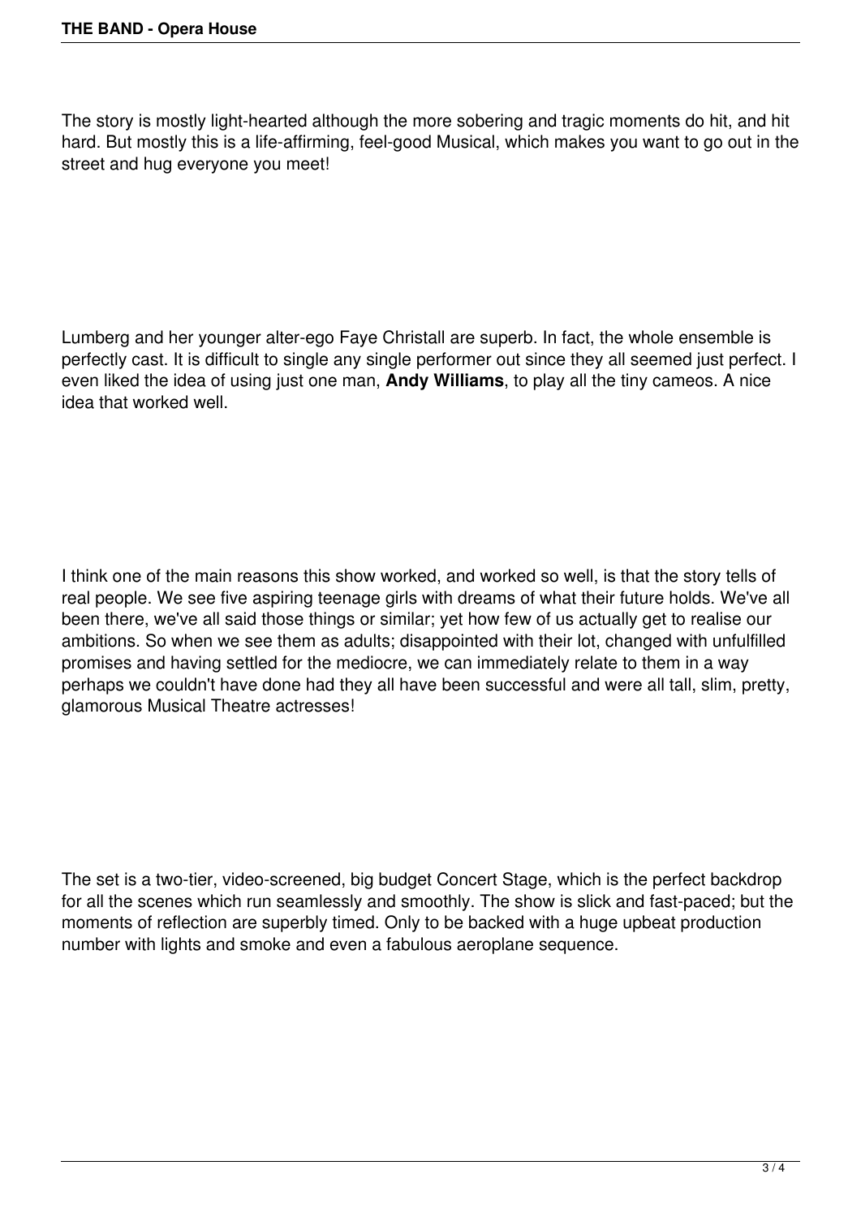The story is mostly light-hearted although the more sobering and tragic moments do hit, and hit hard. But mostly this is a life-affirming, feel-good Musical, which makes you want to go out in the street and hug everyone you meet!

Lumberg and her younger alter-ego Faye Christall are superb. In fact, the whole ensemble is perfectly cast. It is difficult to single any single performer out since they all seemed just perfect. I even liked the idea of using just one man, **Andy Williams**, to play all the tiny cameos. A nice idea that worked well.

I think one of the main reasons this show worked, and worked so well, is that the story tells of real people. We see five aspiring teenage girls with dreams of what their future holds. We've all been there, we've all said those things or similar; yet how few of us actually get to realise our ambitions. So when we see them as adults; disappointed with their lot, changed with unfulfilled promises and having settled for the mediocre, we can immediately relate to them in a way perhaps we couldn't have done had they all have been successful and were all tall, slim, pretty, glamorous Musical Theatre actresses!

The set is a two-tier, video-screened, big budget Concert Stage, which is the perfect backdrop for all the scenes which run seamlessly and smoothly. The show is slick and fast-paced; but the moments of reflection are superbly timed. Only to be backed with a huge upbeat production number with lights and smoke and even a fabulous aeroplane sequence.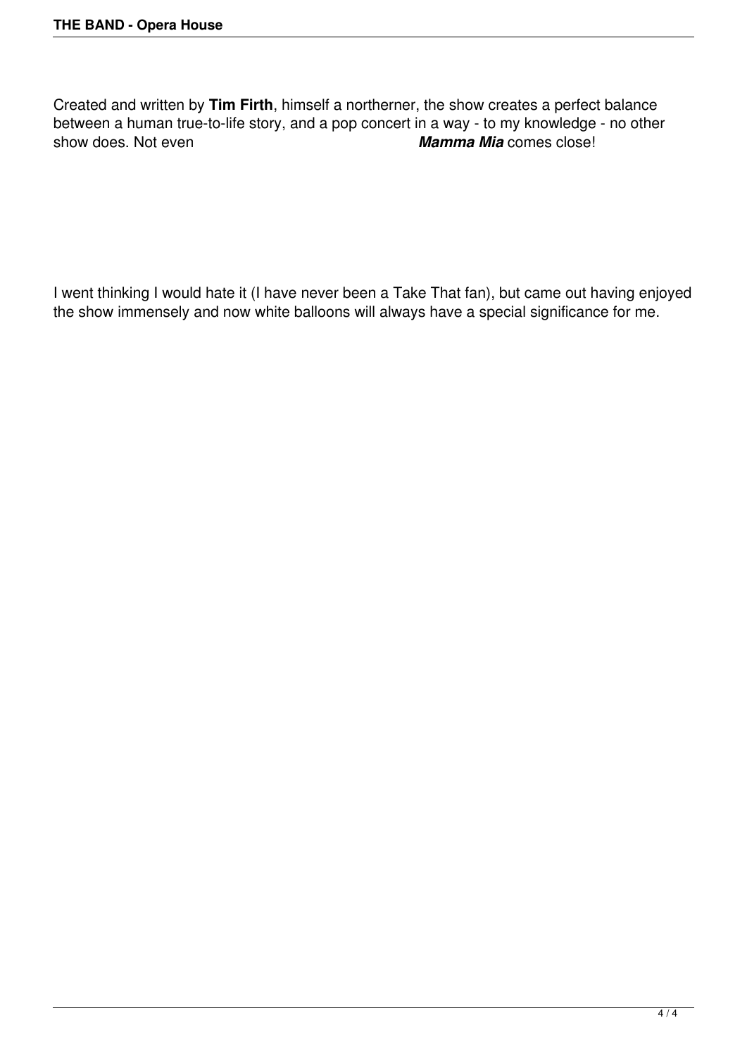Created and written by **Tim Firth**, himself a northerner, the show creates a perfect balance between a human true-to-life story, and a pop concert in a way - to my knowledge - no other show does. Not even ***Mamma Mia*** comes close!

I went thinking I would hate it (I have never been a Take That fan), but came out having enjoyed the show immensely and now white balloons will always have a special significance for me.